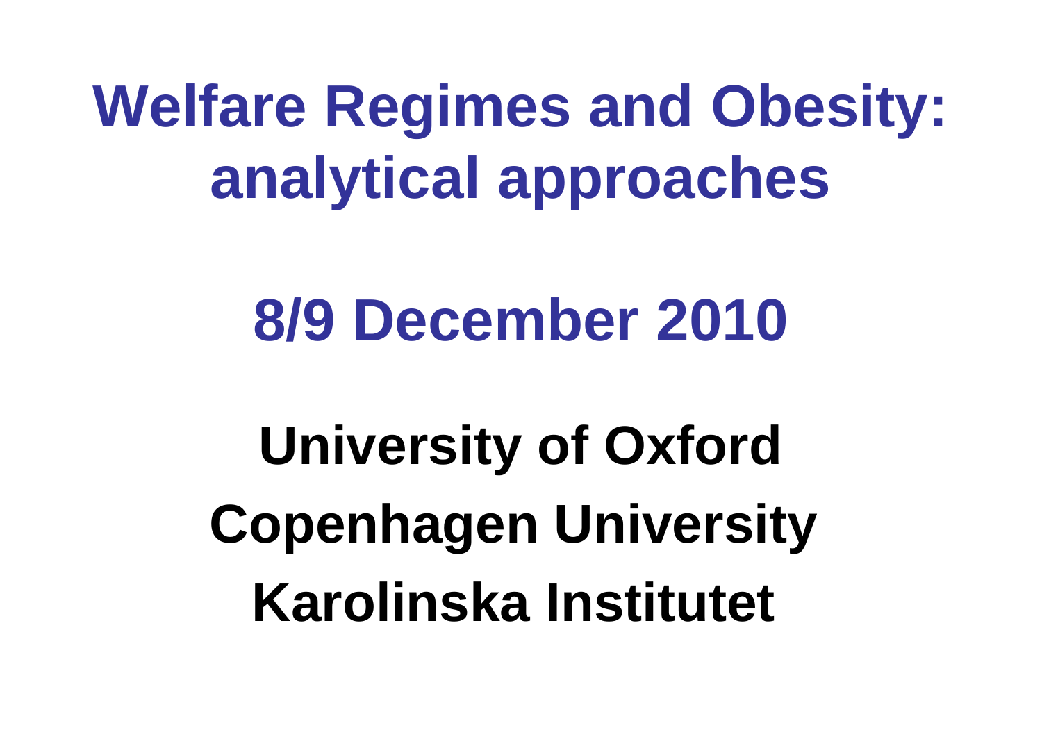# Welfare Regimes and Obesity: analytical approaches

## 8/9 December 2010

**University of Oxford**

**Copenhagen University**

**Karolinska Institutet**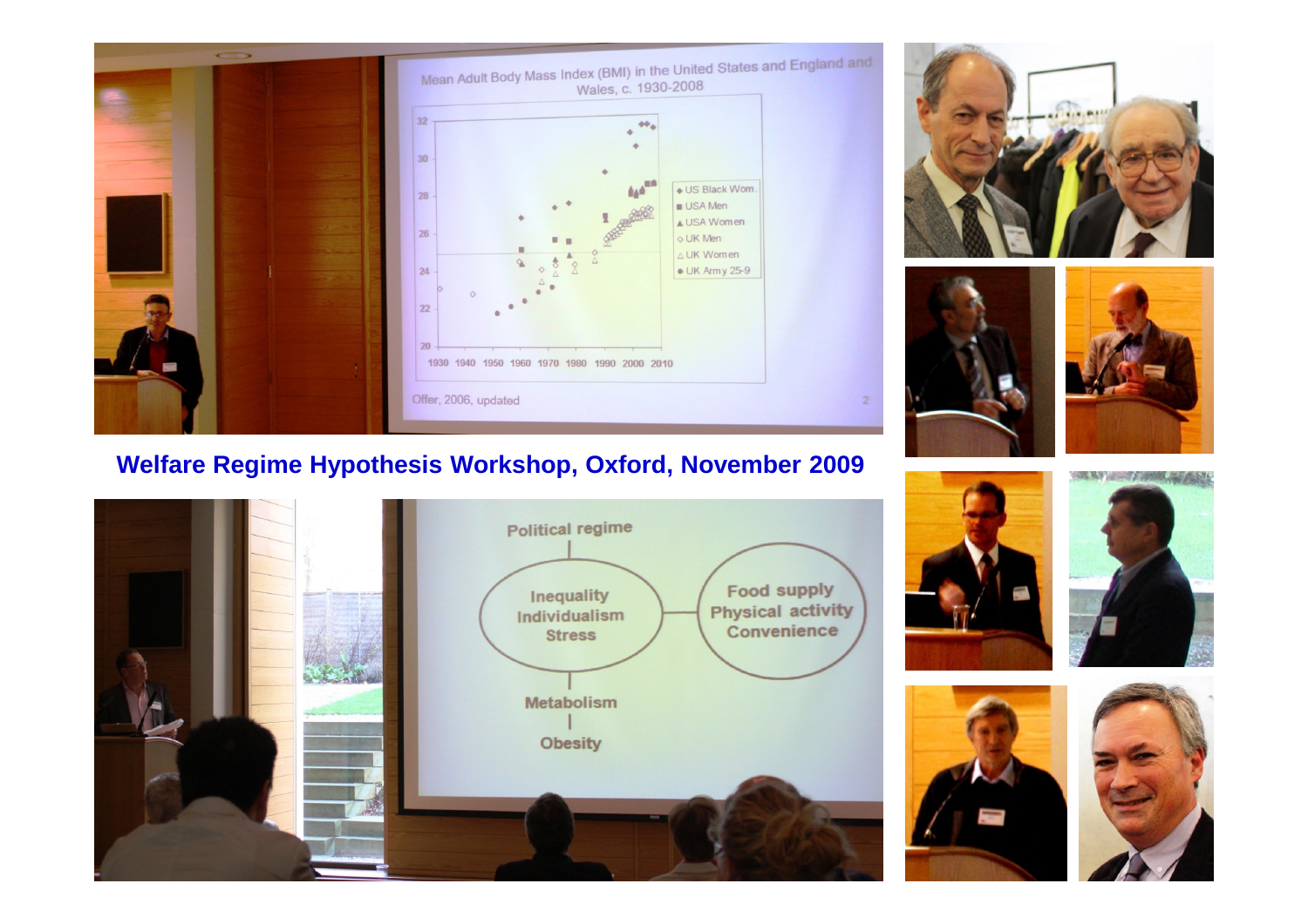**Welfare Regime Hypothesis Workshop, Oxford, November 2009**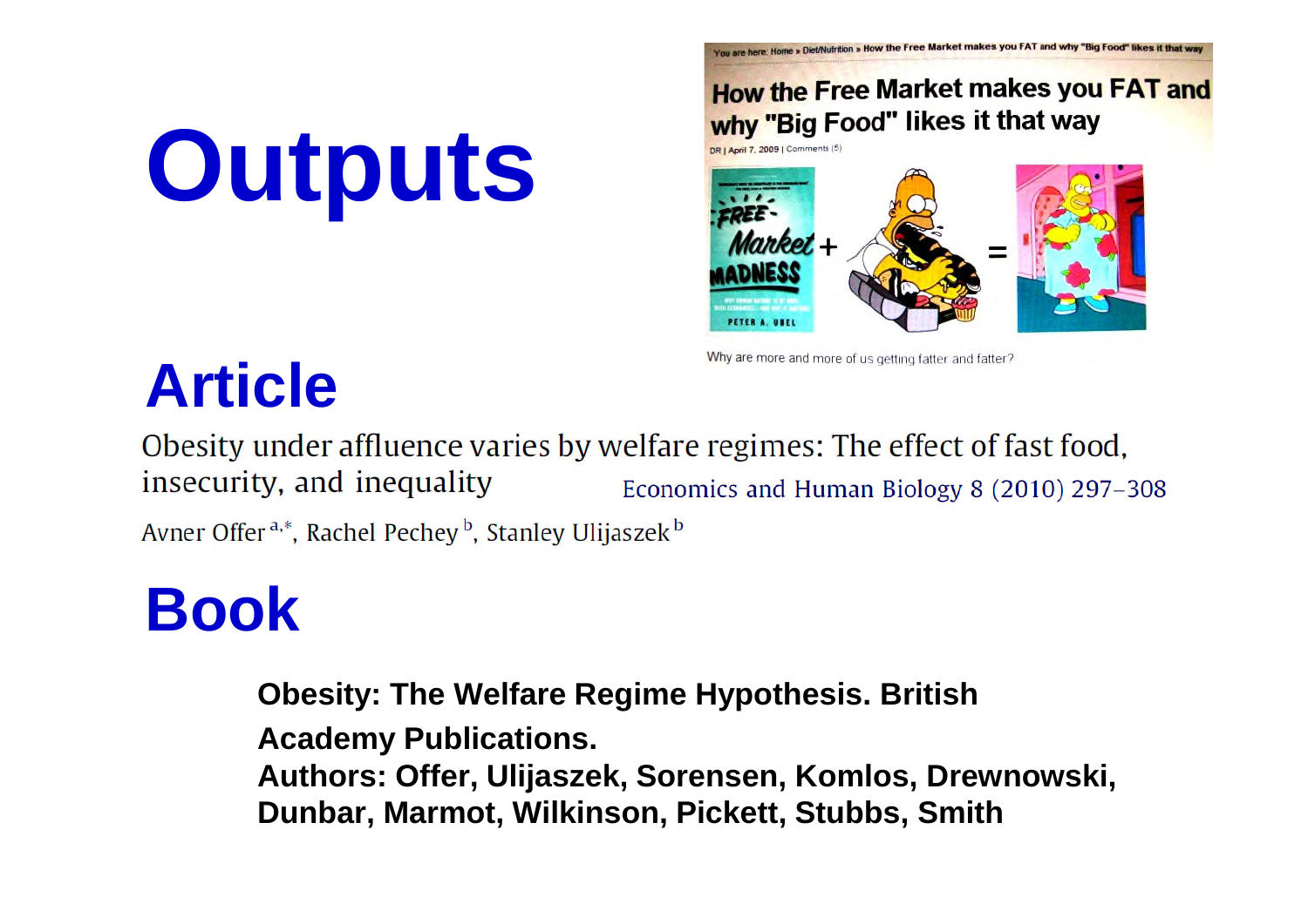# Outputs

You are here: Home » Diet/Nutrition » How the Free Market makes you FAT and why "Big Food" likes it that way

**How the Free Market makes you FAT and why "Big Food" likes it that way**

DR | April 7, 2009 | Comments (5)

Why are more and more of us getting fatter and fatter?

## Article

Obesity under affluence varies by welfare regimes: The effect of fast food, insecurity, and inequality

Economics and Human Biology 8 (2010) 297–308

Avner Offer[a,*], Rachel Pechey[b], Stanley Ulijaszek[b]

## Book

**Obesity: The Welfare Regime Hypothesis. British Academy Publications.**

**Authors: Offer, Ulijaszek, Sorensen, Komlos, Drewnowski, Dunbar, Marmot, Wilkinson, Pickett, Stubbs, Smith**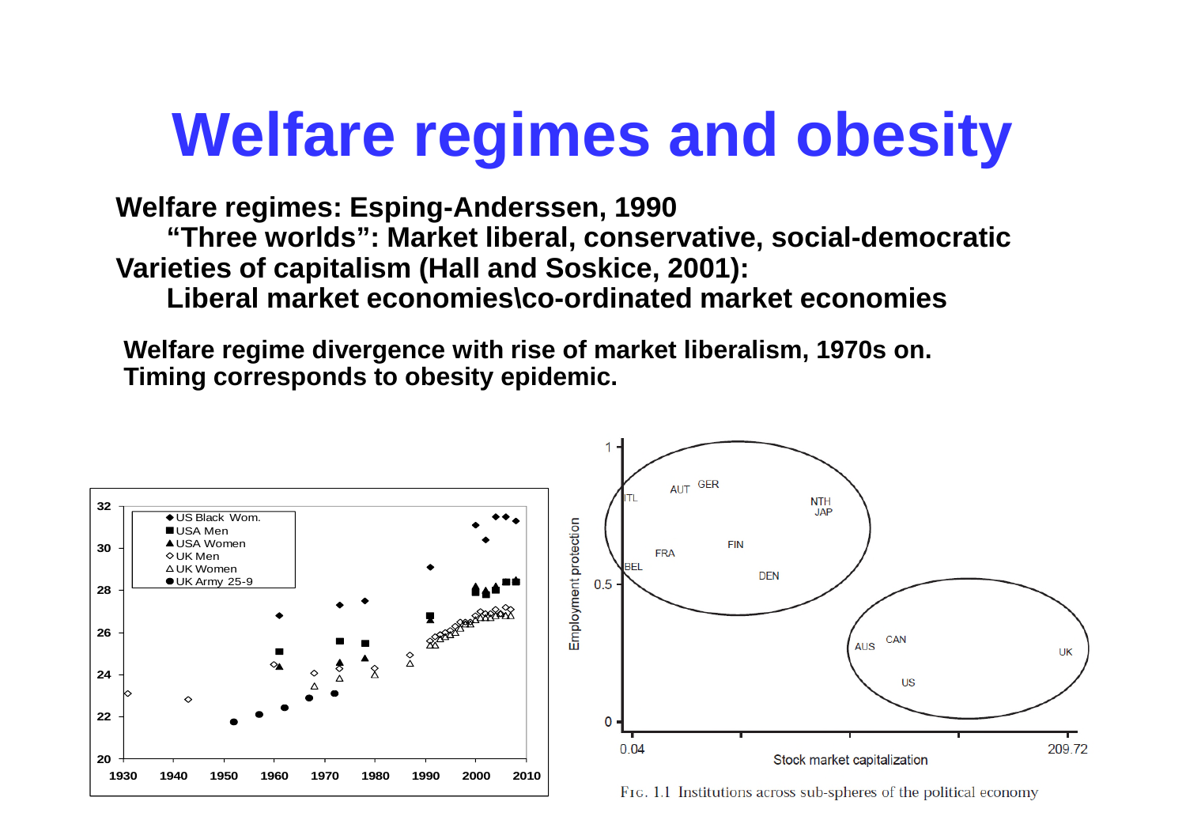# Welfare regimes and obesity

**Welfare regimes: Esping-Anderssen, 1990**

**"Three worlds": Market liberal, conservative, social-democratic**

**Varieties of capitalism (Hall and Soskice, 2001):**

**Liberal market economies\co-ordinated market economies**

**Welfare regime divergence with rise of market liberalism, 1970s on.**
**Timing corresponds to obesity epidemic.**

FIG. 1.1 Institutions across sub-spheres of the political economy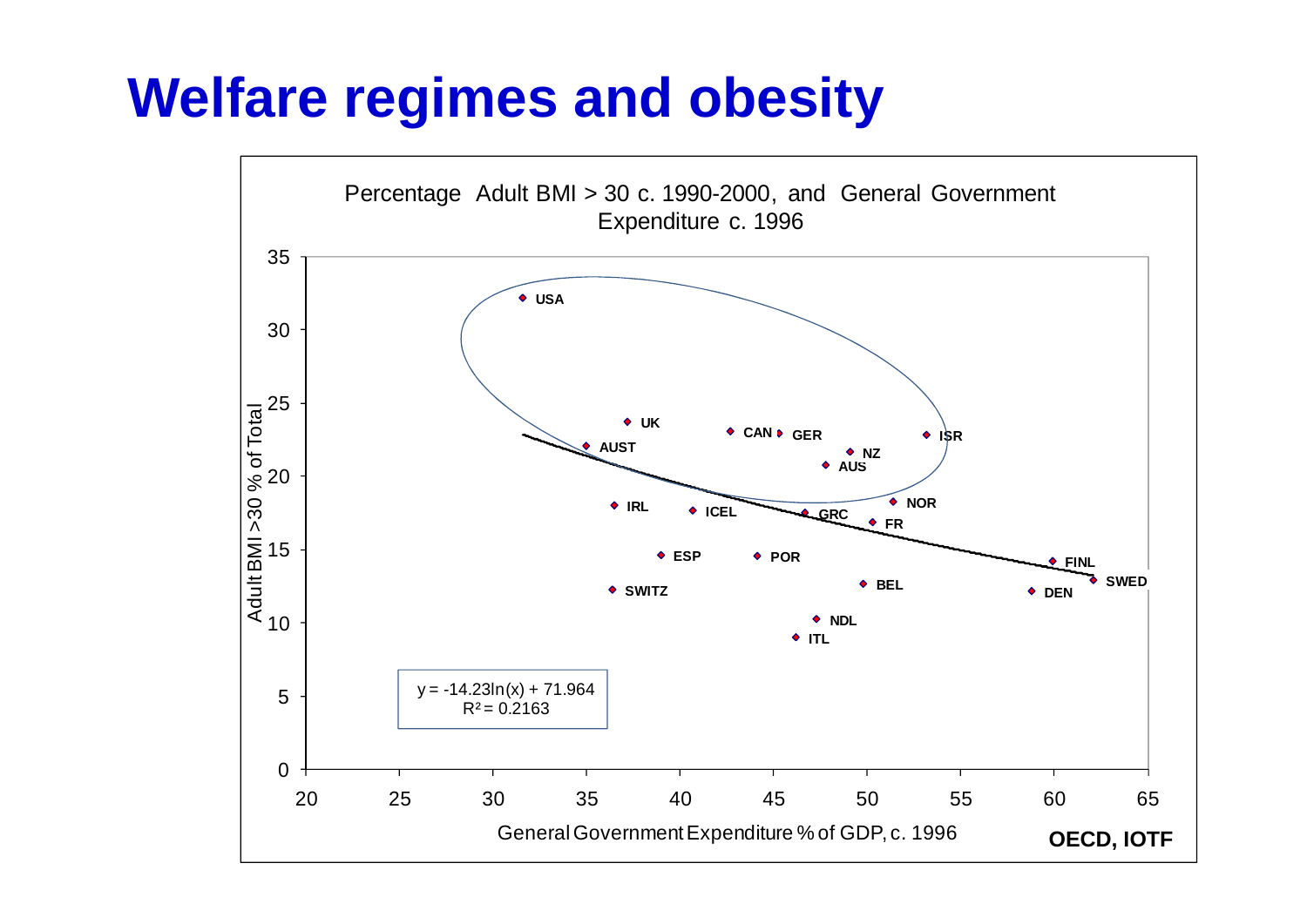# Welfare regimes and obesity

Percentage Adult BMI > 30 c. 1990-2000, and General Government Expenditure c. 1996

$y = -14.23\ln(x) + 71.964$
$R^2 = 0.2163$

Adult BMI >30 % of Total

General Government Expenditure % of GDP, c. 1996

USA, UK, AUST, CAN, GER, NZ, AUS, ISR, IRL, ICEL, GRC, NOR, FR, ESP, POR, FINL, SWED, SWITZ, BEL, DEN, NDL, ITL

**OECD, IOTF**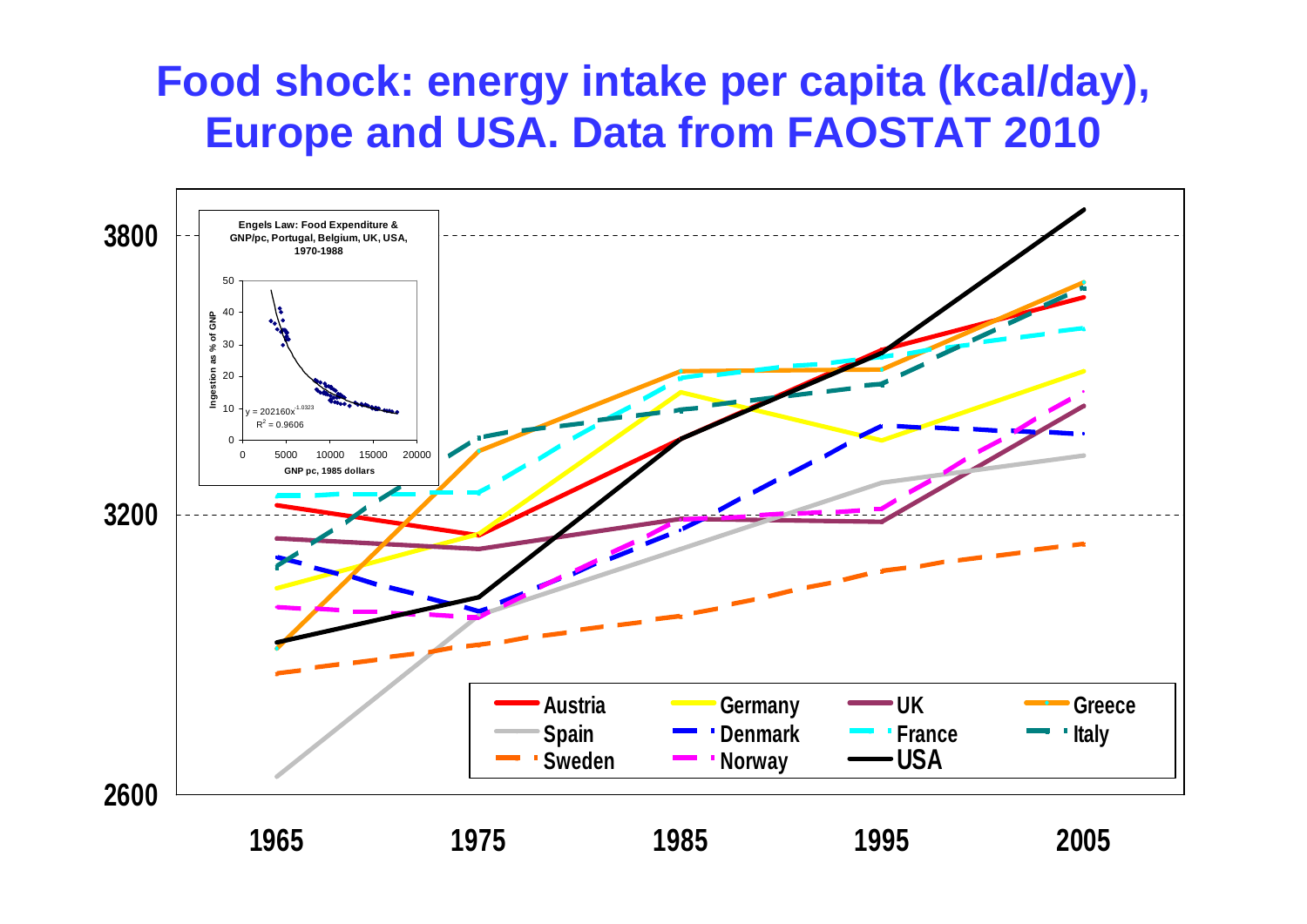# Food shock: energy intake per capita (kcal/day), Europe and USA. Data from FAOSTAT 2010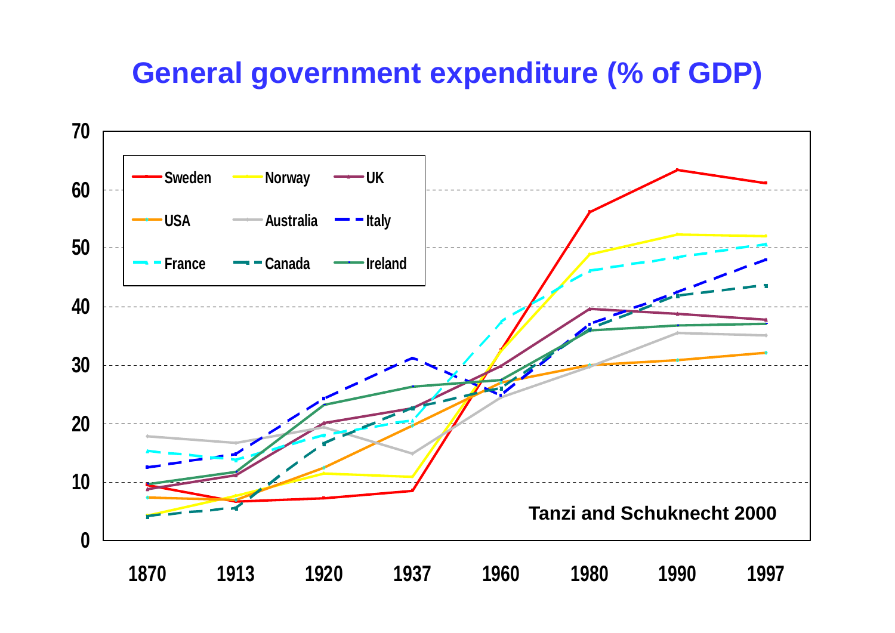# General government expenditure (% of GDP)

Tanzi and Schuknecht 2000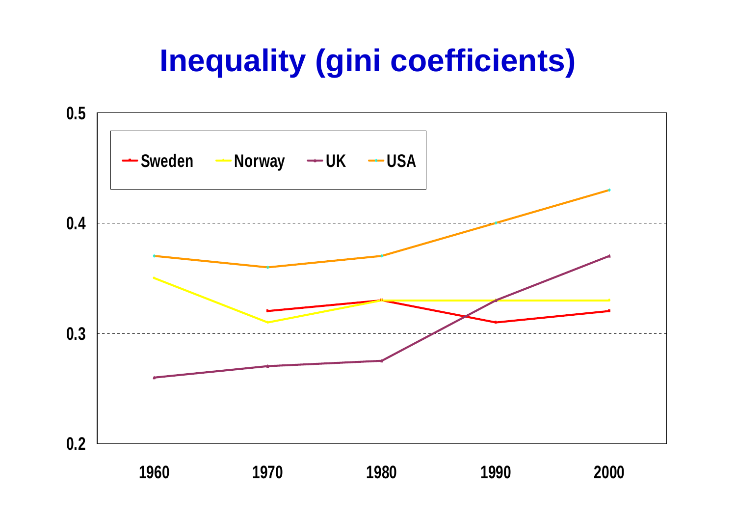# Inequality (gini coefficients)

| | 1960 | 1970 | 1980 | 1990 | 2000 |
|---|---|---|---|---|---|
| Sweden | | 0.32 | 0.33 | 0.31 | 0.32 |
| Norway | 0.35 | 0.31 | 0.33 | 0.33 | 0.33 |
| UK | 0.26 | 0.27 | 0.275 | 0.33 | 0.37 |
| USA | 0.37 | 0.36 | 0.37 | 0.40 | 0.43 |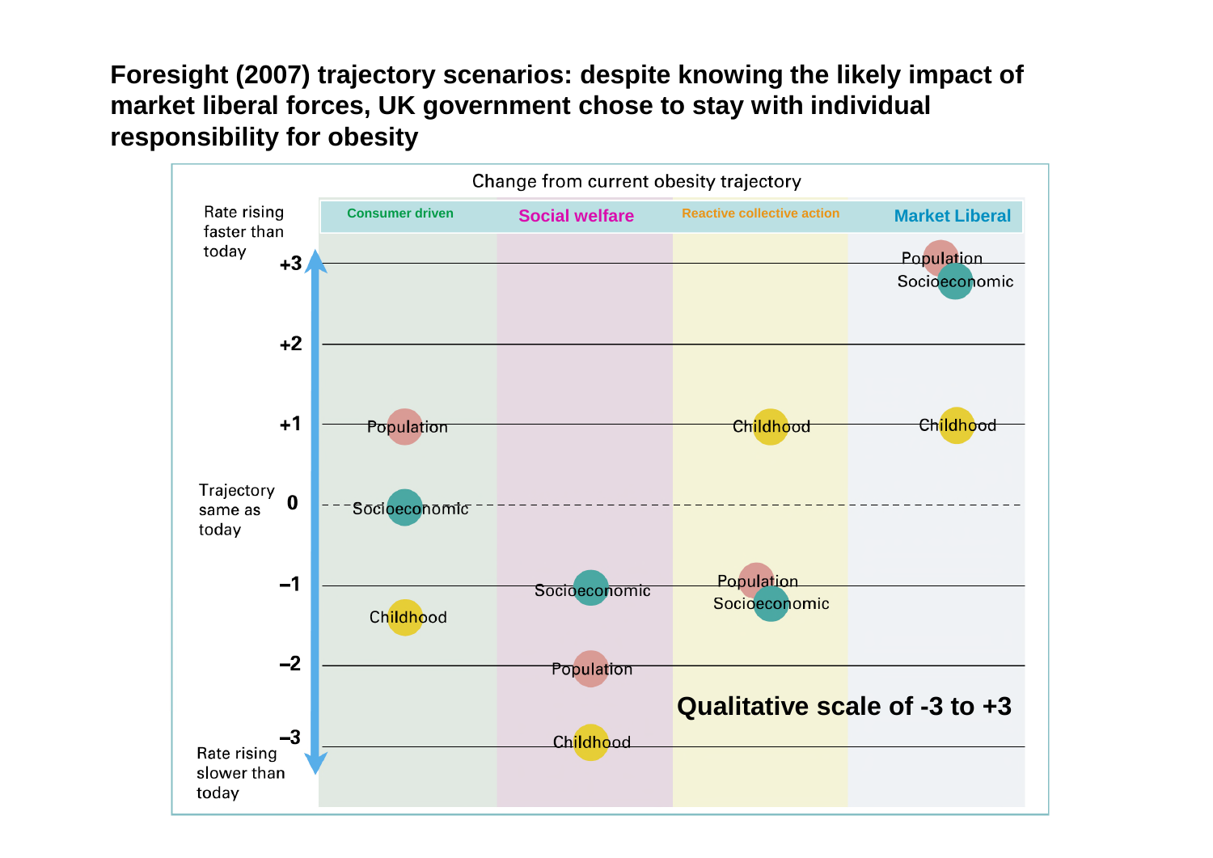# Foresight (2007) trajectory scenarios: despite knowing the likely impact of market liberal forces, UK government chose to stay with individual responsibility for obesity

Change from current obesity trajectory

| Scale | Consumer driven | Social welfare | Reactive collective action | Market Liberal |
|---|---|---|---|---|
| +3 (Rate rising faster than today) | | | | Population, Socioeconomic |
| +1 | Population | | Childhood | Childhood |
| 0 (Trajectory same as today) | Socioeconomic | | | |
| −1 | Childhood | Socioeconomic | Population, Socioeconomic | |
| −2 | | Population | | |
| −3 (Rate rising slower than today) | | Childhood | | |

Qualitative scale of -3 to +3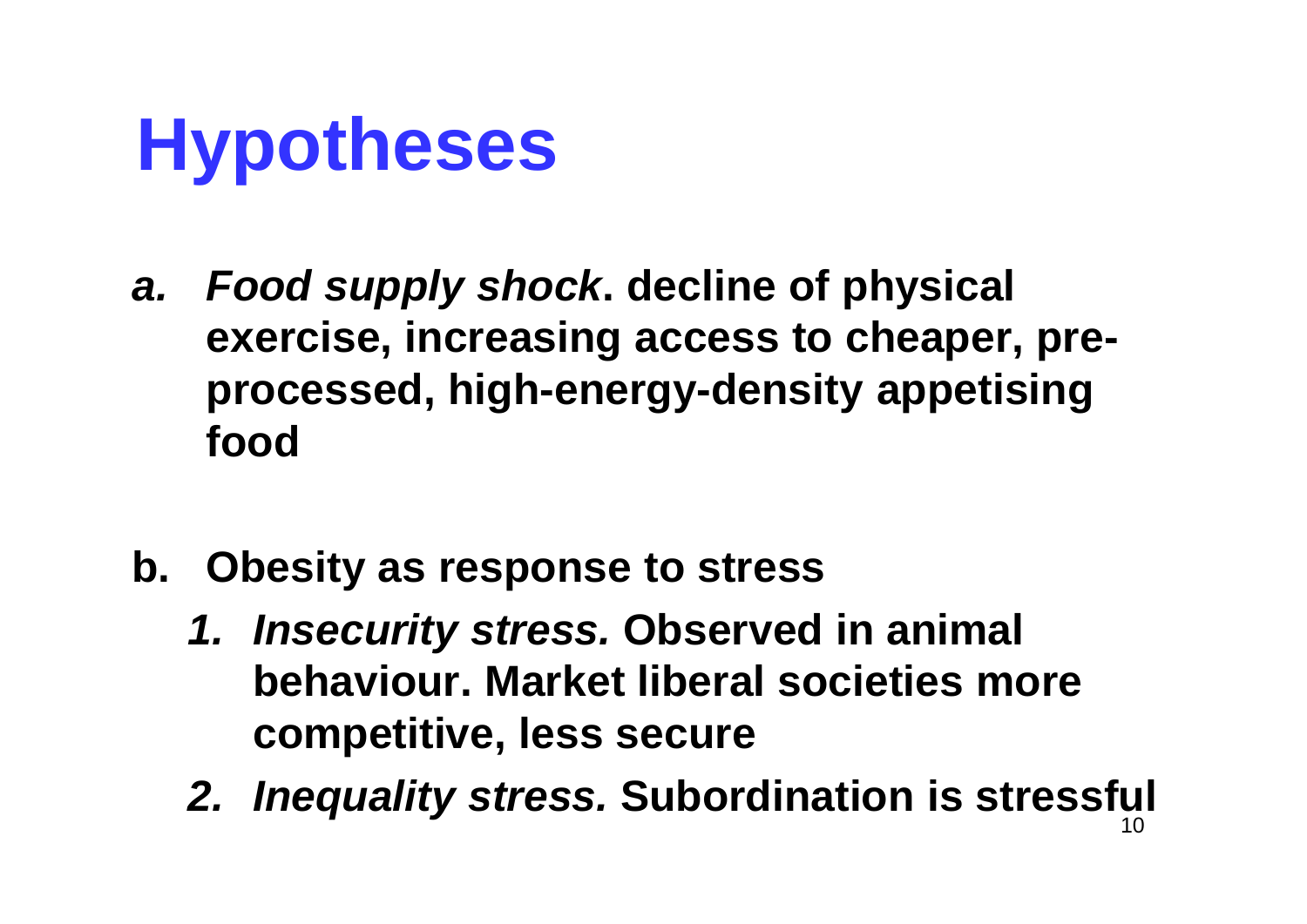# Hypotheses

a. ***Food supply shock*. decline of physical exercise, increasing access to cheaper, pre-processed, high-energy-density appetising food**

b. **Obesity as response to stress**
   1. ***Insecurity stress.* Observed in animal behaviour. Market liberal societies more competitive, less secure**
   2. ***Inequality stress.* Subordination is stressful**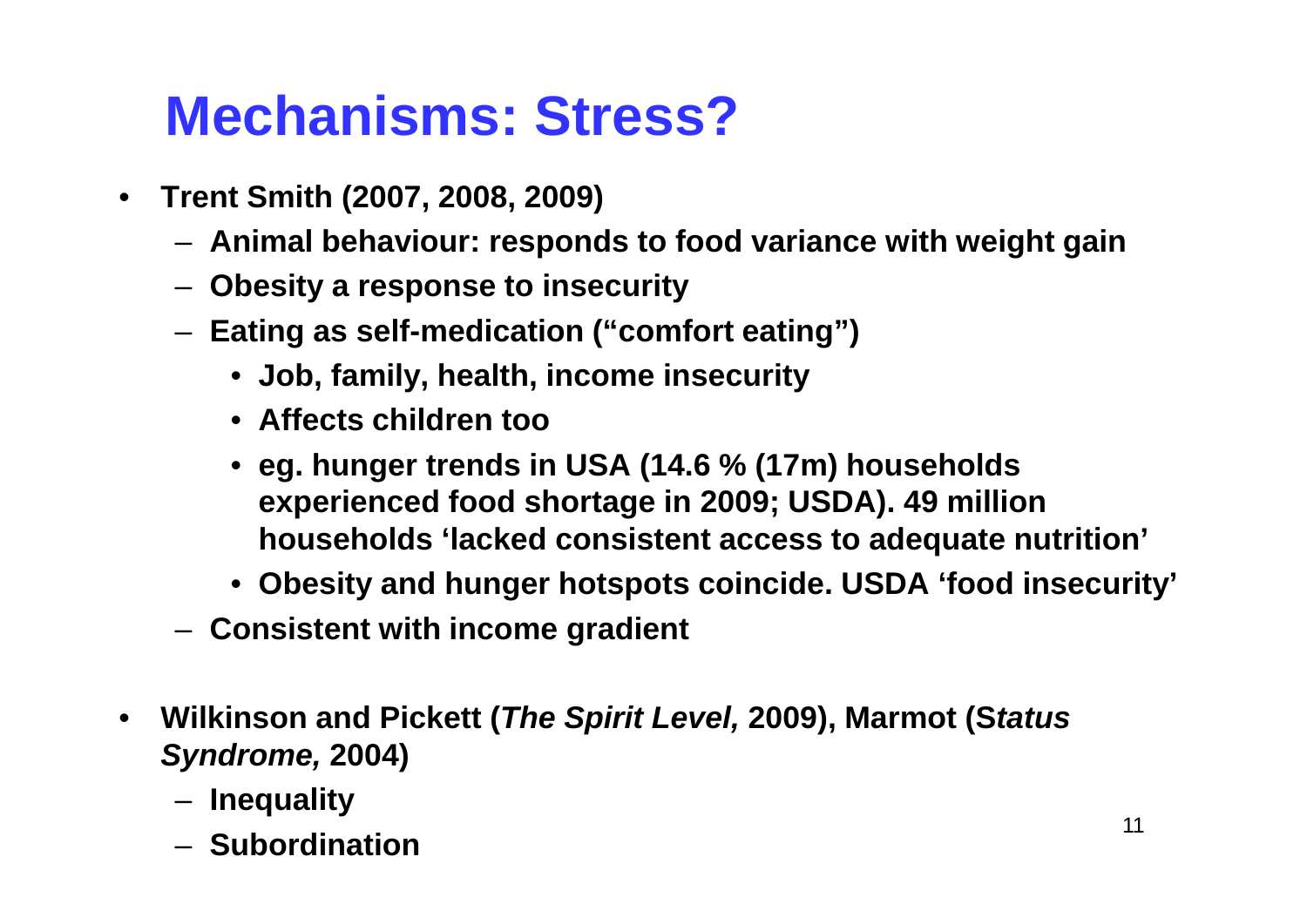# Mechanisms: Stress?

- **Trent Smith (2007, 2008, 2009)**
  - **Animal behaviour: responds to food variance with weight gain**
  - **Obesity a response to insecurity**
  - **Eating as self-medication ("comfort eating")**
    - **Job, family, health, income insecurity**
    - **Affects children too**
    - **eg. hunger trends in USA (14.6 % (17m) households experienced food shortage in 2009; USDA). 49 million households 'lacked consistent access to adequate nutrition'**
    - **Obesity and hunger hotspots coincide. USDA 'food insecurity'**
  - **Consistent with income gradient**

- **Wilkinson and Pickett (*The Spirit Level,* 2009), Marmot (*Status Syndrome,* 2004)**
  - **Inequality**
  - **Subordination**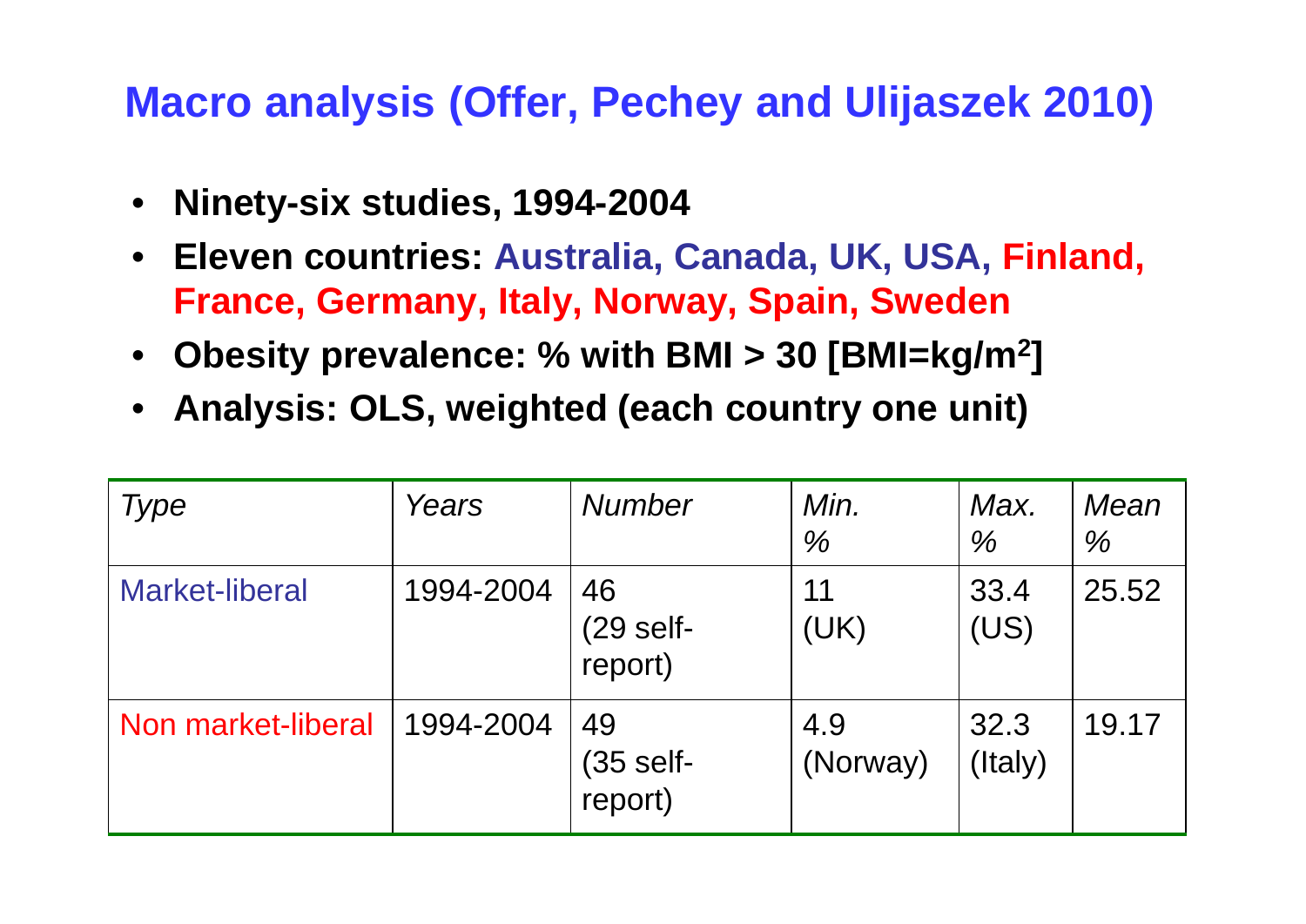# Macro analysis (Offer, Pechey and Ulijaszek 2010)

- **Ninety-six studies, 1994-2004**
- **Eleven countries: Australia, Canada, UK, USA, Finland, France, Germany, Italy, Norway, Spain, Sweden**
- **Obesity prevalence: % with BMI > 30 [BMI=kg/m$^2$]**
- **Analysis: OLS, weighted (each country one unit)**

| *Type* | *Years* | *Number* | *Min. %* | *Max. %* | *Mean %* |
|---|---|---|---|---|---|
| Market-liberal | 1994-2004 | 46 (29 self-report) | 11 (UK) | 33.4 (US) | 25.52 |
| Non market-liberal | 1994-2004 | 49 (35 self-report) | 4.9 (Norway) | 32.3 (Italy) | 19.17 |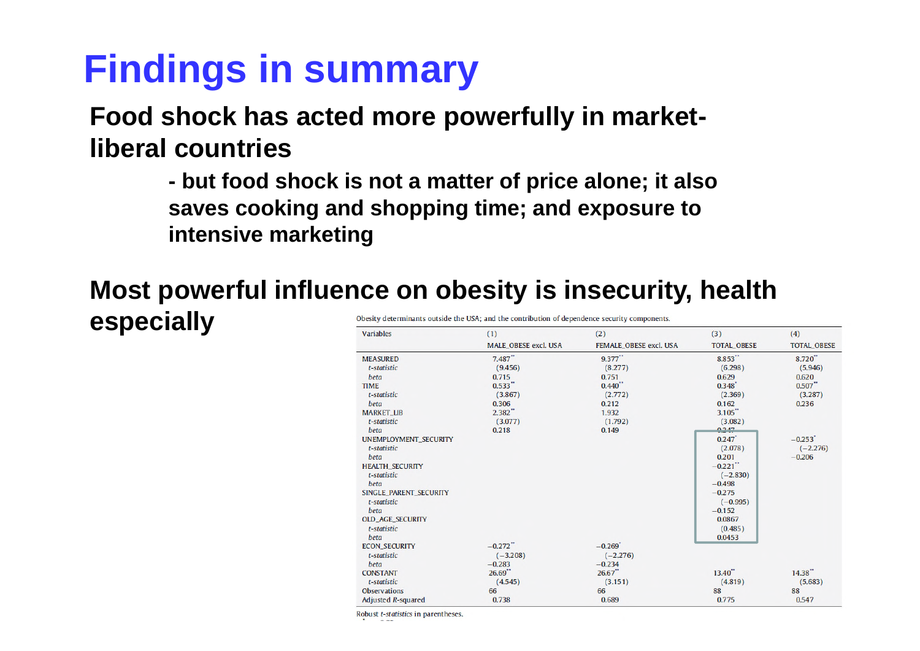# Findings in summary

**Food shock has acted more powerfully in market-liberal countries**

**- but food shock is not a matter of price alone; it also saves cooking and shopping time; and exposure to intensive marketing**

**Most powerful influence on obesity is insecurity, health especially**

Obesity determinants outside the USA; and the contribution of dependence security components.

| Variables | (1) | (2) | (3) | (4) |
|---|---|---|---|---|
| | MALE_OBESE excl. USA | FEMALE_OBESE excl. USA | TOTAL_OBESE | TOTAL_OBESE |
| MEASURED | 7.487** | 9.377** | 8.853** | 8.720** |
| *t-statistic* | (9.456) | (8.277) | (6.298) | (5.946) |
| *beta* | 0.715 | 0.751 | 0.629 | 0.620 |
| TIME | 0.533** | 0.440** | 0.348* | 0.507** |
| *t-statistic* | (3.867) | (2.772) | (2.369) | (3.287) |
| *beta* | 0.306 | 0.212 | 0.162 | 0.236 |
| MARKET_LIB | 2.382** | 1.932 | 3.105** | |
| *t-statistic* | (3.077) | (1.792) | (3.082) | |
| *beta* | 0.218 | 0.149 | 0.247 | |
| UNEMPLOYMENT_SECURITY | | | 0.247* | −0.253* |
| *t-statistic* | | | (2.078) | (−2.276) |
| *beta* | | | 0.201 | −0.206 |
| HEALTH_SECURITY | | | −0.221** | |
| *t-statistic* | | | (−2.830) | |
| *beta* | | | −0.498 | |
| SINGLE_PARENT_SECURITY | | | −0.275 | |
| *t-statistic* | | | (−0.995) | |
| *beta* | | | −0.152 | |
| OLD_AGE_SECURITY | | | 0.0867 | |
| *t-statistic* | | | (0.485) | |
| *beta* | | | 0.0453 | |
| ECON_SECURITY | −0.272** | −0.269* | | |
| *t-statistic* | (−3.208) | (−2.276) | | |
| *beta* | −0.283 | −0.234 | | |
| CONSTANT | 26.69** | 26.67** | 13.40** | 14.38** |
| *t-statistic* | (4.545) | (3.151) | (4.819) | (5.683) |
| Observations | 66 | 66 | 88 | 88 |
| Adjusted $R$-squared | 0.738 | 0.689 | 0.775 | 0.547 |

Robust *t-statistics* in parentheses.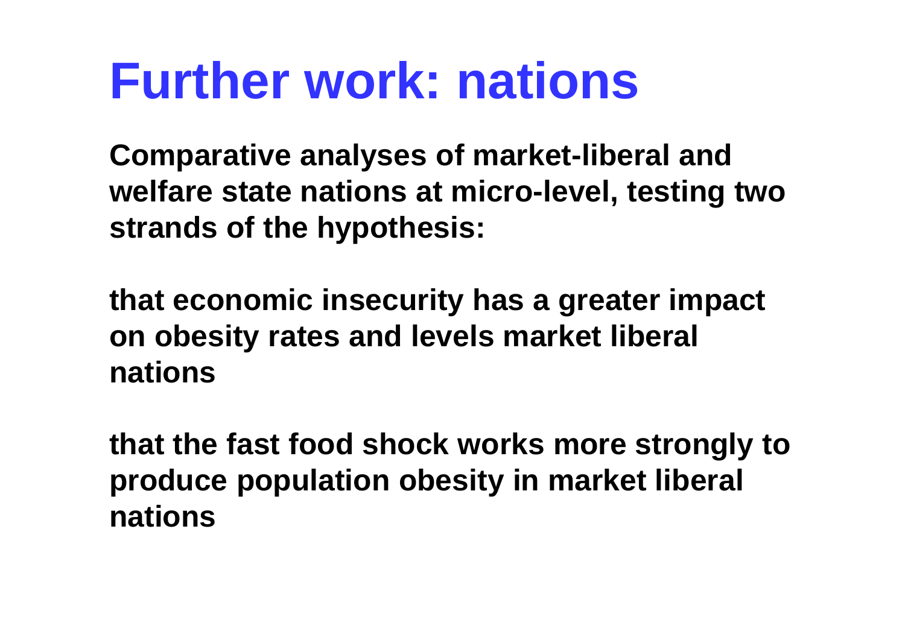# Further work: nations

**Comparative analyses of market-liberal and welfare state nations at micro-level, testing two strands of the hypothesis:**

**that economic insecurity has a greater impact on obesity rates and levels market liberal nations**

**that the fast food shock works more strongly to produce population obesity in market liberal nations**